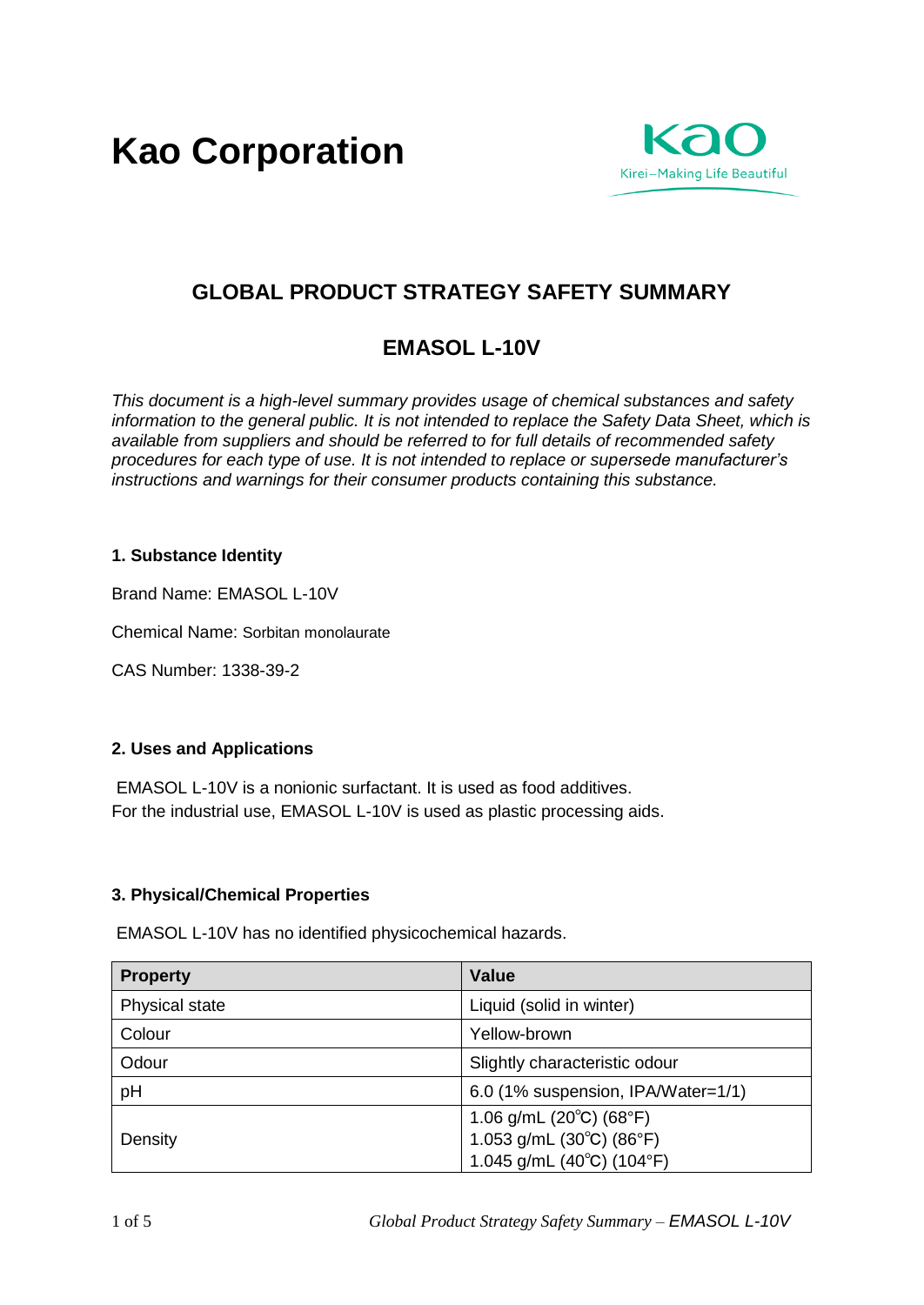# Kao Corporation

Kao
Kirei–Making Life Beautiful

## GLOBAL PRODUCT STRATEGY SAFETY SUMMARY

## EMASOL L-10V

*This document is a high-level summary provides usage of chemical substances and safety information to the general public. It is not intended to replace the Safety Data Sheet, which is available from suppliers and should be referred to for full details of recommended safety procedures for each type of use. It is not intended to replace or supersede manufacturer's instructions and warnings for their consumer products containing this substance.*

### 1. Substance Identity

Brand Name: EMASOL L-10V

Chemical Name: Sorbitan monolaurate

CAS Number: 1338-39-2

### 2. Uses and Applications

EMASOL L-10V is a nonionic surfactant. It is used as food additives.
For the industrial use, EMASOL L-10V is used as plastic processing aids.

### 3. Physical/Chemical Properties

EMASOL L-10V has no identified physicochemical hazards.

| Property | Value |
|---|---|
| Physical state | Liquid (solid in winter) |
| Colour | Yellow-brown |
| Odour | Slightly characteristic odour |
| pH | 6.0 (1% suspension, IPA/Water=1/1) |
| Density | 1.06 g/mL (20℃) (68°F)<br>1.053 g/mL (30℃) (86°F)<br>1.045 g/mL (40℃) (104°F) |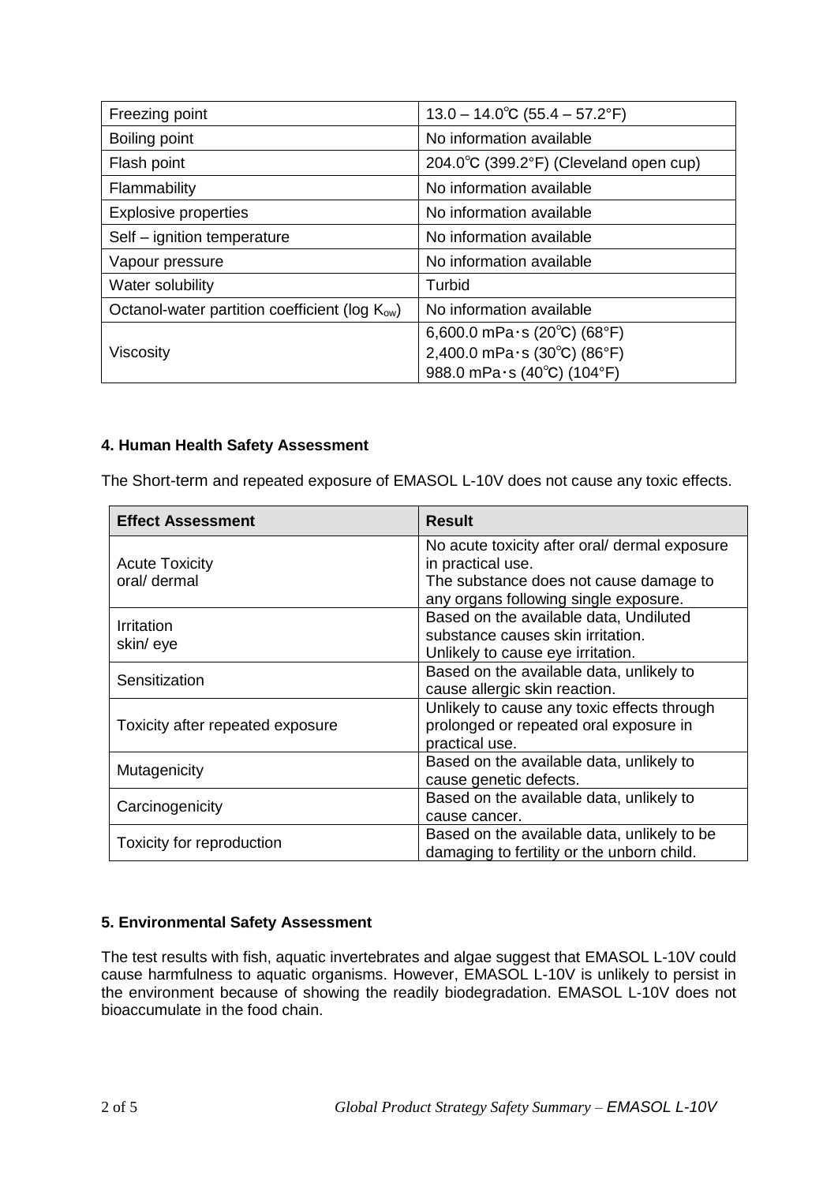| Freezing point | 13.0 – 14.0℃ (55.4 – 57.2°F) |
|---|---|
| Boiling point | No information available |
| Flash point | 204.0℃ (399.2°F) (Cleveland open cup) |
| Flammability | No information available |
| Explosive properties | No information available |
| Self – ignition temperature | No information available |
| Vapour pressure | No information available |
| Water solubility | Turbid |
| Octanol-water partition coefficient (log $K_{ow}$) | No information available |
| Viscosity | 6,600.0 mPa･s (20℃) (68°F)<br>2,400.0 mPa･s (30℃) (86°F)<br>988.0 mPa･s (40℃) (104°F) |

#### 4. Human Health Safety Assessment

The Short-term and repeated exposure of EMASOL L-10V does not cause any toxic effects.

| Effect Assessment | Result |
|---|---|
| Acute Toxicity<br>oral/ dermal | No acute toxicity after oral/ dermal exposure in practical use.<br>The substance does not cause damage to any organs following single exposure. |
| Irritation<br>skin/ eye | Based on the available data, Undiluted substance causes skin irritation.<br>Unlikely to cause eye irritation. |
| Sensitization | Based on the available data, unlikely to cause allergic skin reaction. |
| Toxicity after repeated exposure | Unlikely to cause any toxic effects through prolonged or repeated oral exposure in practical use. |
| Mutagenicity | Based on the available data, unlikely to cause genetic defects. |
| Carcinogenicity | Based on the available data, unlikely to cause cancer. |
| Toxicity for reproduction | Based on the available data, unlikely to be damaging to fertility or the unborn child. |

#### 5. Environmental Safety Assessment

The test results with fish, aquatic invertebrates and algae suggest that EMASOL L-10V could cause harmfulness to aquatic organisms. However, EMASOL L-10V is unlikely to persist in the environment because of showing the readily biodegradation. EMASOL L-10V does not bioaccumulate in the food chain.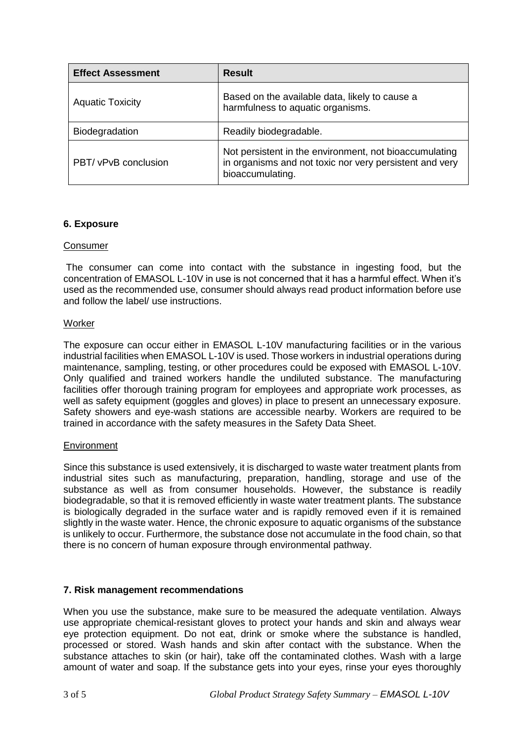| Effect Assessment | Result |
|---|---|
| Aquatic Toxicity | Based on the available data, likely to cause a harmfulness to aquatic organisms. |
| Biodegradation | Readily biodegradable. |
| PBT/ vPvB conclusion | Not persistent in the environment, not bioaccumulating in organisms and not toxic nor very persistent and very bioaccumulating. |

## 6. Exposure

### Consumer

The consumer can come into contact with the substance in ingesting food, but the concentration of EMASOL L-10V in use is not concerned that it has a harmful effect. When it's used as the recommended use, consumer should always read product information before use and follow the label/ use instructions.

### Worker

The exposure can occur either in EMASOL L-10V manufacturing facilities or in the various industrial facilities when EMASOL L-10V is used. Those workers in industrial operations during maintenance, sampling, testing, or other procedures could be exposed with EMASOL L-10V. Only qualified and trained workers handle the undiluted substance. The manufacturing facilities offer thorough training program for employees and appropriate work processes, as well as safety equipment (goggles and gloves) in place to present an unnecessary exposure. Safety showers and eye-wash stations are accessible nearby. Workers are required to be trained in accordance with the safety measures in the Safety Data Sheet.

### Environment

Since this substance is used extensively, it is discharged to waste water treatment plants from industrial sites such as manufacturing, preparation, handling, storage and use of the substance as well as from consumer households. However, the substance is readily biodegradable, so that it is removed efficiently in waste water treatment plants. The substance is biologically degraded in the surface water and is rapidly removed even if it is remained slightly in the waste water. Hence, the chronic exposure to aquatic organisms of the substance is unlikely to occur. Furthermore, the substance dose not accumulate in the food chain, so that there is no concern of human exposure through environmental pathway.

## 7. Risk management recommendations

When you use the substance, make sure to be measured the adequate ventilation. Always use appropriate chemical-resistant gloves to protect your hands and skin and always wear eye protection equipment. Do not eat, drink or smoke where the substance is handled, processed or stored. Wash hands and skin after contact with the substance. When the substance attaches to skin (or hair), take off the contaminated clothes. Wash with a large amount of water and soap. If the substance gets into your eyes, rinse your eyes thoroughly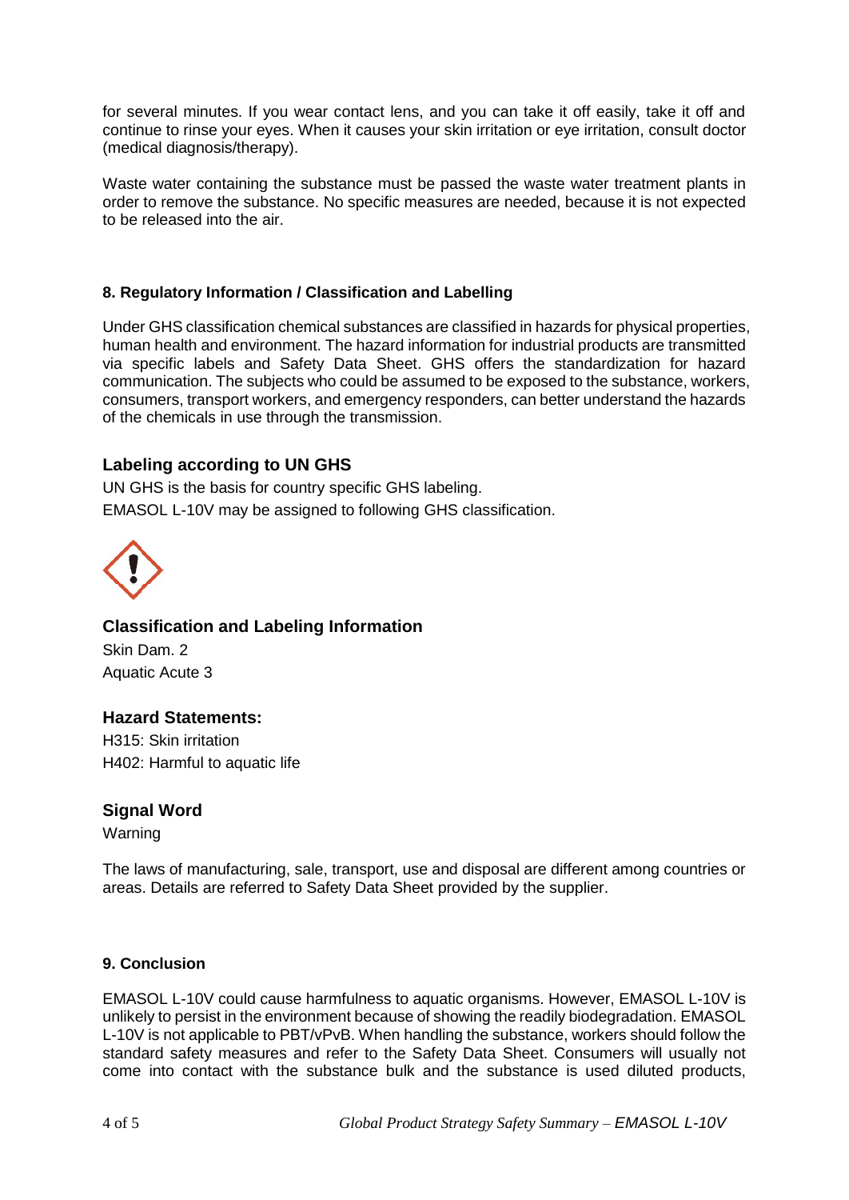for several minutes. If you wear contact lens, and you can take it off easily, take it off and continue to rinse your eyes. When it causes your skin irritation or eye irritation, consult doctor (medical diagnosis/therapy).

Waste water containing the substance must be passed the waste water treatment plants in order to remove the substance. No specific measures are needed, because it is not expected to be released into the air.

## 8. Regulatory Information / Classification and Labelling

Under GHS classification chemical substances are classified in hazards for physical properties, human health and environment. The hazard information for industrial products are transmitted via specific labels and Safety Data Sheet. GHS offers the standardization for hazard communication. The subjects who could be assumed to be exposed to the substance, workers, consumers, transport workers, and emergency responders, can better understand the hazards of the chemicals in use through the transmission.

### Labeling according to UN GHS

UN GHS is the basis for country specific GHS labeling.
EMASOL L-10V may be assigned to following GHS classification.

### Classification and Labeling Information

Skin Dam. 2
Aquatic Acute 3

### Hazard Statements:

H315: Skin irritation
H402: Harmful to aquatic life

### Signal Word

Warning

The laws of manufacturing, sale, transport, use and disposal are different among countries or areas. Details are referred to Safety Data Sheet provided by the supplier.

## 9. Conclusion

EMASOL L-10V could cause harmfulness to aquatic organisms. However, EMASOL L-10V is unlikely to persist in the environment because of showing the readily biodegradation. EMASOL L-10V is not applicable to PBT/vPvB. When handling the substance, workers should follow the standard safety measures and refer to the Safety Data Sheet. Consumers will usually not come into contact with the substance bulk and the substance is used diluted products,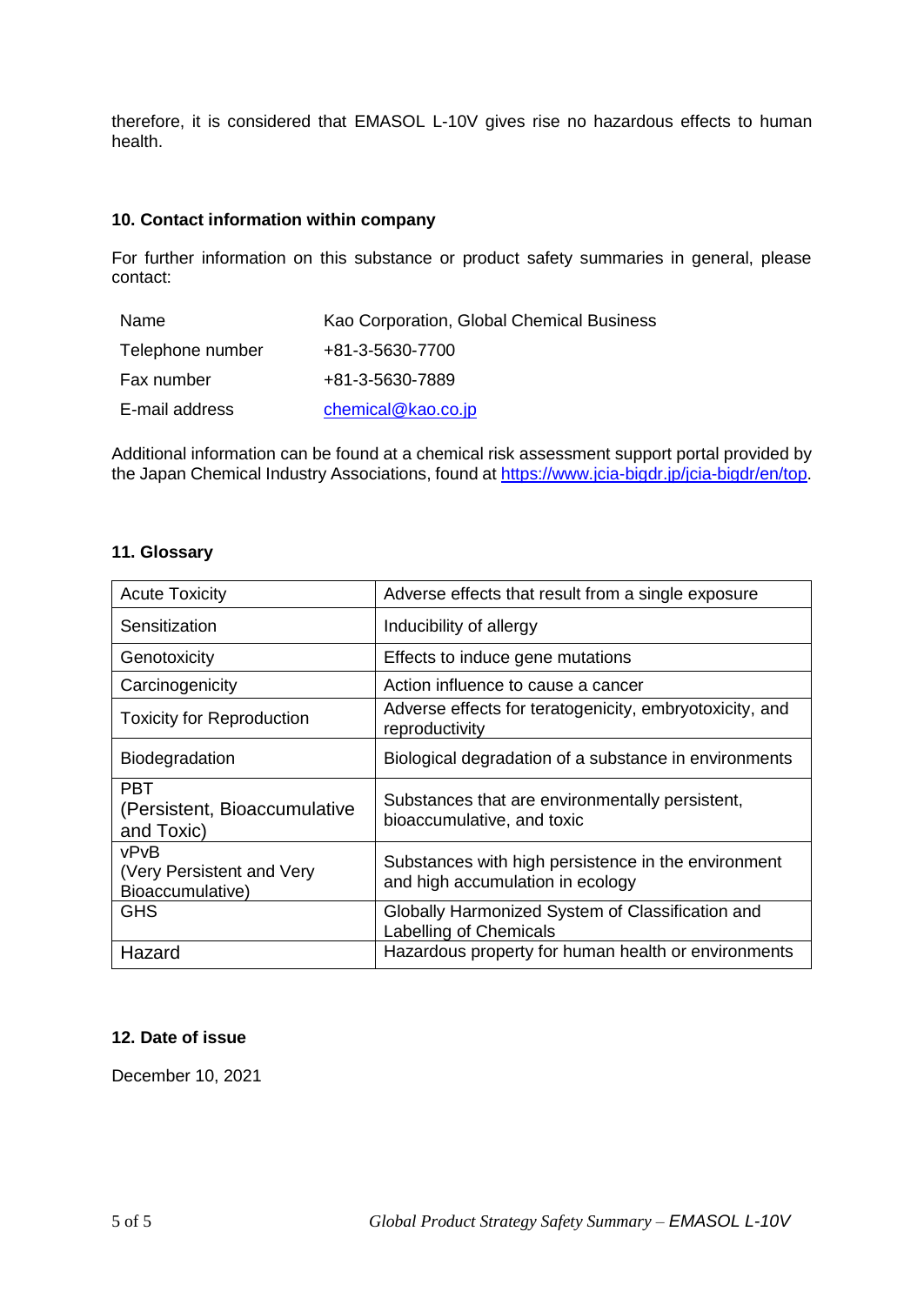therefore, it is considered that EMASOL L-10V gives rise no hazardous effects to human health.

## 10. Contact information within company

For further information on this substance or product safety summaries in general, please contact:

| | |
|---|---|
| Name | Kao Corporation, Global Chemical Business |
| Telephone number | +81-3-5630-7700 |
| Fax number | +81-3-5630-7889 |
| E-mail address | chemical@kao.co.jp |

Additional information can be found at a chemical risk assessment support portal provided by the Japan Chemical Industry Associations, found at https://www.jcia-bigdr.jp/jcia-bigdr/en/top.

## 11. Glossary

| | |
|---|---|
| Acute Toxicity | Adverse effects that result from a single exposure |
| Sensitization | Inducibility of allergy |
| Genotoxicity | Effects to induce gene mutations |
| Carcinogenicity | Action influence to cause a cancer |
| Toxicity for Reproduction | Adverse effects for teratogenicity, embryotoxicity, and reproductivity |
| Biodegradation | Biological degradation of a substance in environments |
| PBT (Persistent, Bioaccumulative and Toxic) | Substances that are environmentally persistent, bioaccumulative, and toxic |
| vPvB (Very Persistent and Very Bioaccumulative) | Substances with high persistence in the environment and high accumulation in ecology |
| GHS | Globally Harmonized System of Classification and Labelling of Chemicals |
| Hazard | Hazardous property for human health or environments |

## 12. Date of issue

December 10, 2021